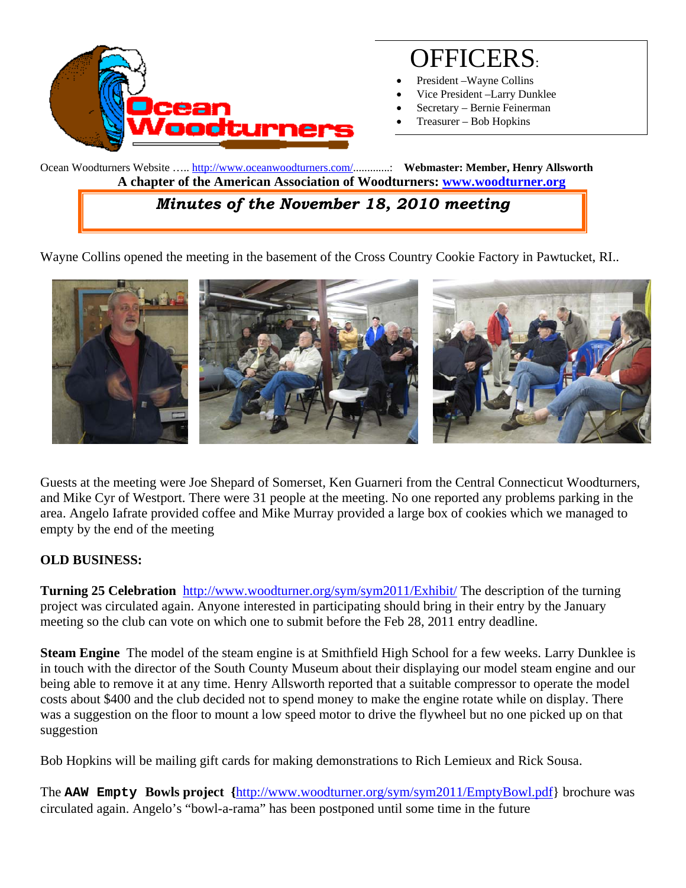# OFFICERS:

- President –Wayne Collins
- Vice President –Larry Dunklee
- Secretary – Bernie Feinerman
- Treasurer – Bob Hopkins

Ocean Woodturners Website ….. http://www.oceanwoodturners.com/.............: **Webmaster: Member, Henry Allsworth**

**A chapter of the American Association of Woodturners: www.woodturner.org**

## *Minutes of the November 18, 2010 meeting*

Wayne Collins opened the meeting in the basement of the Cross Country Cookie Factory in Pawtucket, RI..

Guests at the meeting were Joe Shepard of Somerset, Ken Guarneri from the Central Connecticut Woodturners, and Mike Cyr of Westport. There were 31 people at the meeting. No one reported any problems parking in the area. Angelo Iafrate provided coffee and Mike Murray provided a large box of cookies which we managed to empty by the end of the meeting

**OLD BUSINESS:**

**Turning 25 Celebration** http://www.woodturner.org/sym/sym2011/Exhibit/ The description of the turning project was circulated again. Anyone interested in participating should bring in their entry by the January meeting so the club can vote on which one to submit before the Feb 28, 2011 entry deadline.

**Steam Engine** The model of the steam engine is at Smithfield High School for a few weeks. Larry Dunklee is in touch with the director of the South County Museum about their displaying our model steam engine and our being able to remove it at any time. Henry Allsworth reported that a suitable compressor to operate the model costs about $400 and the club decided not to spend money to make the engine rotate while on display. There was a suggestion on the floor to mount a low speed motor to drive the flywheel but no one picked up on that suggestion

Bob Hopkins will be mailing gift cards for making demonstrations to Rich Lemieux and Rick Sousa.

The **AAW Empty Bowls project {**http://www.woodturner.org/sym/sym2011/EmptyBowl.pdf} brochure was circulated again. Angelo's "bowl-a-rama" has been postponed until some time in the future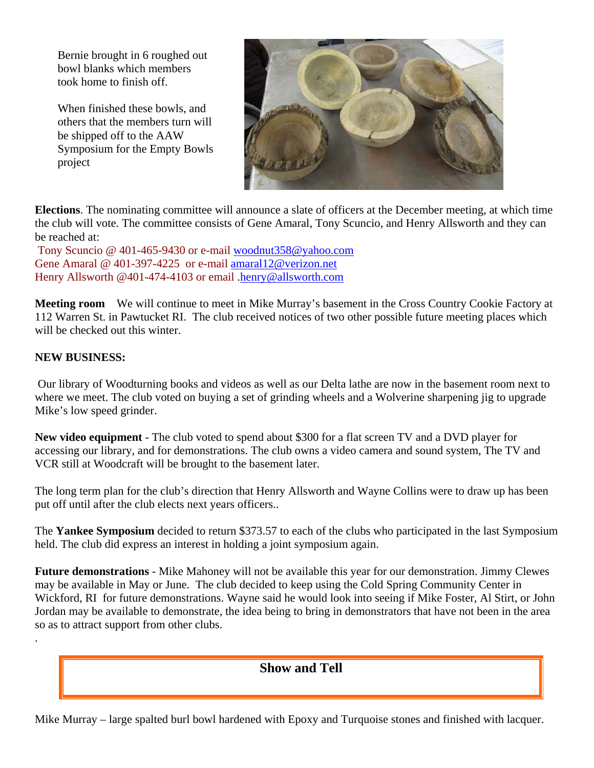Bernie brought in 6 roughed out bowl blanks which members took home to finish off.

When finished these bowls, and others that the members turn will be shipped off to the AAW Symposium for the Empty Bowls project

**Elections**. The nominating committee will announce a slate of officers at the December meeting, at which time the club will vote. The committee consists of Gene Amaral, Tony Scuncio, and Henry Allsworth and they can be reached at:

Tony Scuncio @ 401-465-9430 or e-mail woodnut358@yahoo.com
Gene Amaral @ 401-397-4225 or e-mail amaral12@verizon.net
Henry Allsworth @401-474-4103 or email .henry@allsworth.com

**Meeting room** We will continue to meet in Mike Murray's basement in the Cross Country Cookie Factory at 112 Warren St. in Pawtucket RI. The club received notices of two other possible future meeting places which will be checked out this winter.

**NEW BUSINESS:**

Our library of Woodturning books and videos as well as our Delta lathe are now in the basement room next to where we meet. The club voted on buying a set of grinding wheels and a Wolverine sharpening jig to upgrade Mike's low speed grinder.

**New video equipment** - The club voted to spend about $300 for a flat screen TV and a DVD player for accessing our library, and for demonstrations. The club owns a video camera and sound system, The TV and VCR still at Woodcraft will be brought to the basement later.

The long term plan for the club's direction that Henry Allsworth and Wayne Collins were to draw up has been put off until after the club elects next years officers..

The **Yankee Symposium** decided to return $373.57 to each of the clubs who participated in the last Symposium held. The club did express an interest in holding a joint symposium again.

**Future demonstrations** - Mike Mahoney will not be available this year for our demonstration. Jimmy Clewes may be available in May or June. The club decided to keep using the Cold Spring Community Center in Wickford, RI for future demonstrations. Wayne said he would look into seeing if Mike Foster, Al Stirt, or John Jordan may be available to demonstrate, the idea being to bring in demonstrators that have not been in the area so as to attract support from other clubs.

.

## Show and Tell

Mike Murray – large spalted burl bowl hardened with Epoxy and Turquoise stones and finished with lacquer.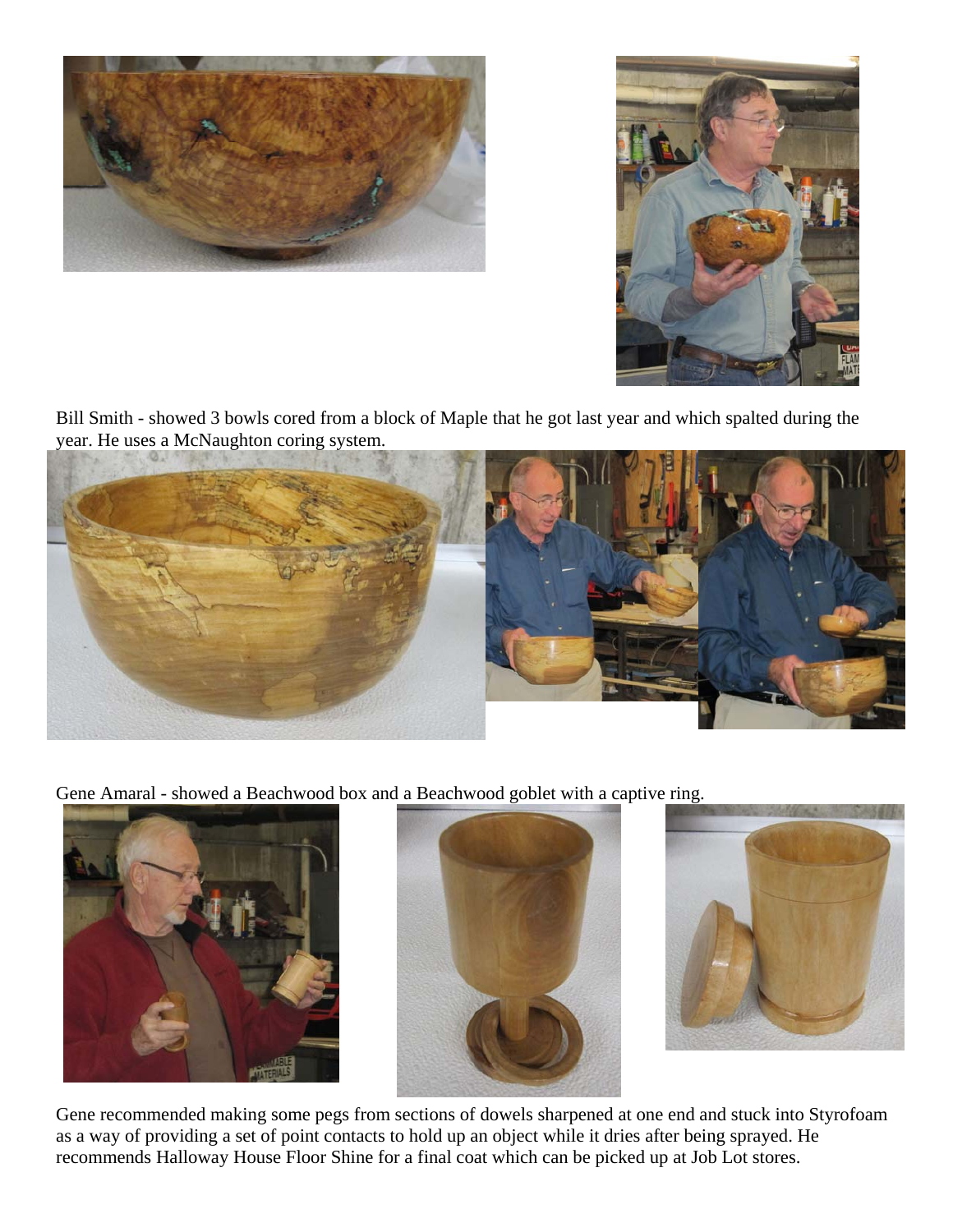Bill Smith - showed 3 bowls cored from a block of Maple that he got last year and which spalted during the year. He uses a McNaughton coring system.

Gene Amaral - showed a Beachwood box and a Beachwood goblet with a captive ring.

Gene recommended making some pegs from sections of dowels sharpened at one end and stuck into Styrofoam as a way of providing a set of point contacts to hold up an object while it dries after being sprayed. He recommends Halloway House Floor Shine for a final coat which can be picked up at Job Lot stores.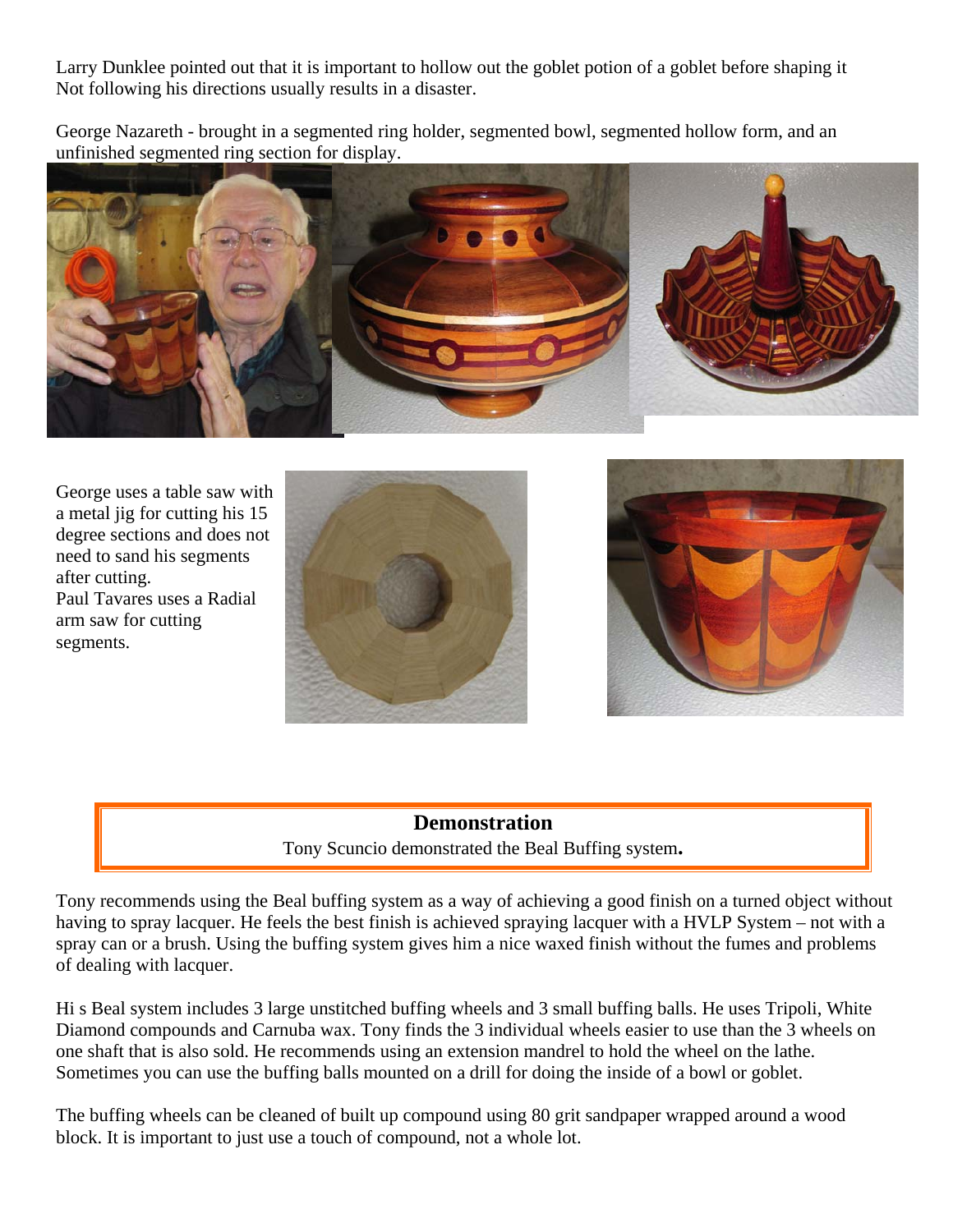Larry Dunklee pointed out that it is important to hollow out the goblet potion of a goblet before shaping it Not following his directions usually results in a disaster.

George Nazareth - brought in a segmented ring holder, segmented bowl, segmented hollow form, and an unfinished segmented ring section for display.

George uses a table saw with a metal jig for cutting his 15 degree sections and does not need to sand his segments after cutting.
Paul Tavares uses a Radial arm saw for cutting segments.

## Demonstration

Tony Scuncio demonstrated the Beal Buffing system**.**

Tony recommends using the Beal buffing system as a way of achieving a good finish on a turned object without having to spray lacquer. He feels the best finish is achieved spraying lacquer with a HVLP System – not with a spray can or a brush. Using the buffing system gives him a nice waxed finish without the fumes and problems of dealing with lacquer.

Hi s Beal system includes 3 large unstitched buffing wheels and 3 small buffing balls. He uses Tripoli, White Diamond compounds and Carnuba wax. Tony finds the 3 individual wheels easier to use than the 3 wheels on one shaft that is also sold. He recommends using an extension mandrel to hold the wheel on the lathe. Sometimes you can use the buffing balls mounted on a drill for doing the inside of a bowl or goblet.

The buffing wheels can be cleaned of built up compound using 80 grit sandpaper wrapped around a wood block. It is important to just use a touch of compound, not a whole lot.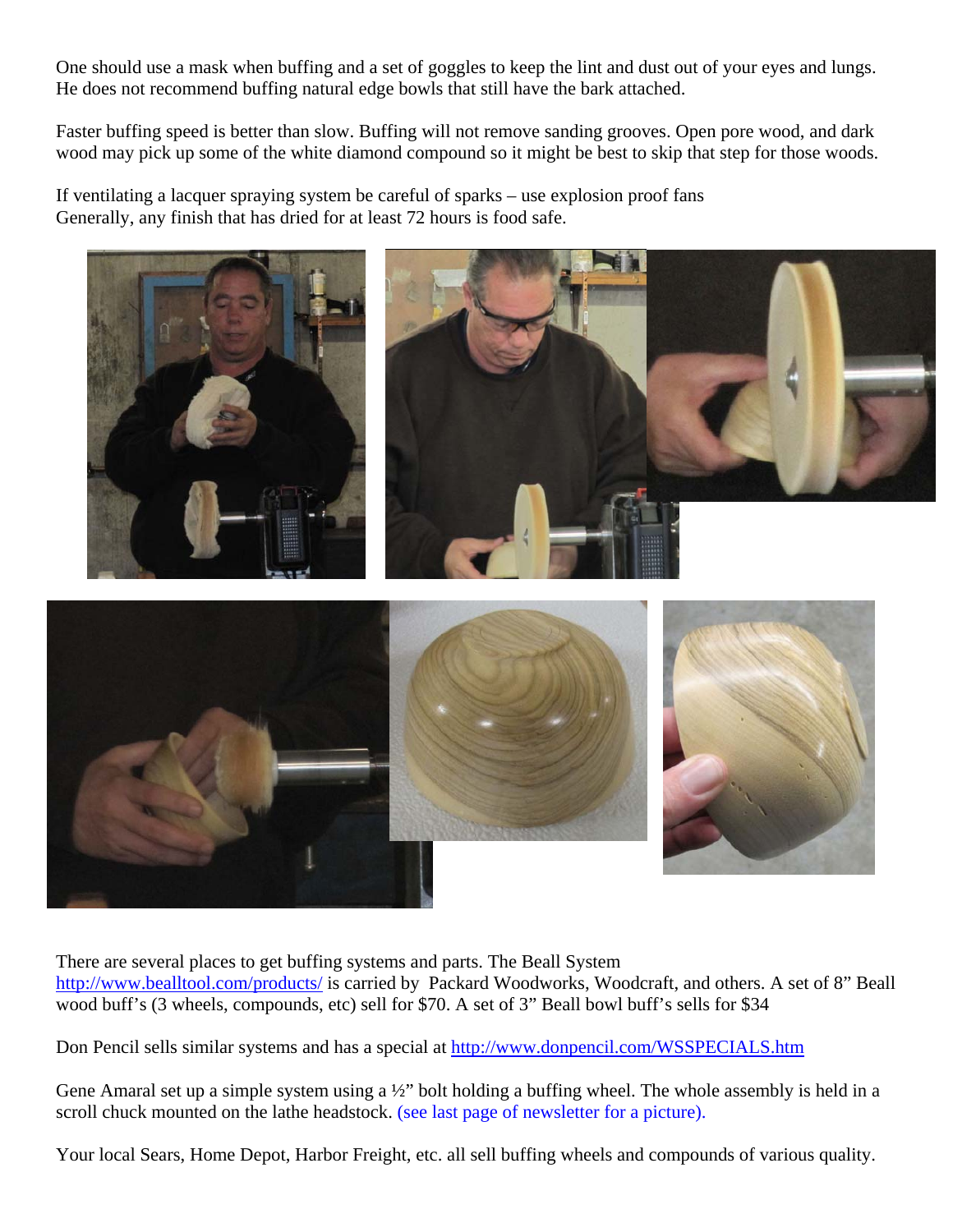One should use a mask when buffing and a set of goggles to keep the lint and dust out of your eyes and lungs. He does not recommend buffing natural edge bowls that still have the bark attached.

Faster buffing speed is better than slow. Buffing will not remove sanding grooves. Open pore wood, and dark wood may pick up some of the white diamond compound so it might be best to skip that step for those woods.

If ventilating a lacquer spraying system be careful of sparks – use explosion proof fans
Generally, any finish that has dried for at least 72 hours is food safe.

There are several places to get buffing systems and parts. The Beall System http://www.bealltool.com/products/ is carried by Packard Woodworks, Woodcraft, and others. A set of 8" Beall wood buff's (3 wheels, compounds, etc) sell for $70. A set of 3" Beall bowl buff's sells for $34

Don Pencil sells similar systems and has a special at http://www.donpencil.com/WSSPECIALS.htm

Gene Amaral set up a simple system using a ½" bolt holding a buffing wheel. The whole assembly is held in a scroll chuck mounted on the lathe headstock. (see last page of newsletter for a picture).

Your local Sears, Home Depot, Harbor Freight, etc. all sell buffing wheels and compounds of various quality.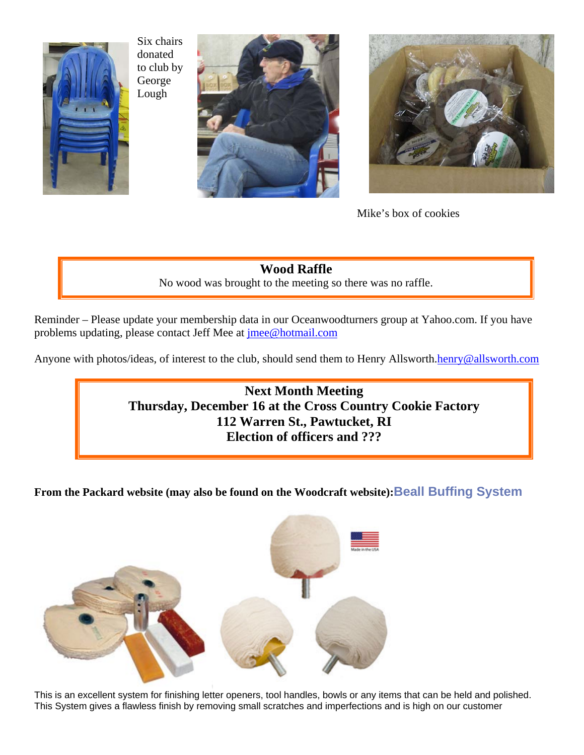Six chairs donated to club by George Lough

Mike's box of cookies

**Wood Raffle**

No wood was brought to the meeting so there was no raffle.

Reminder – Please update your membership data in our Oceanwoodturners group at Yahoo.com. If you have problems updating, please contact Jeff Mee at jmee@hotmail.com

Anyone with photos/ideas, of interest to the club, should send them to Henry Allsworth.henry@allsworth.com

**Next Month Meeting**
**Thursday, December 16 at the Cross Country Cookie Factory**
**112 Warren St., Pawtucket, RI**
**Election of officers and ???**

**From the Packard website (may also be found on the Woodcraft website):** **Beall Buffing System**

Made in the USA

This is an excellent system for finishing letter openers, tool handles, bowls or any items that can be held and polished. This System gives a flawless finish by removing small scratches and imperfections and is high on our customer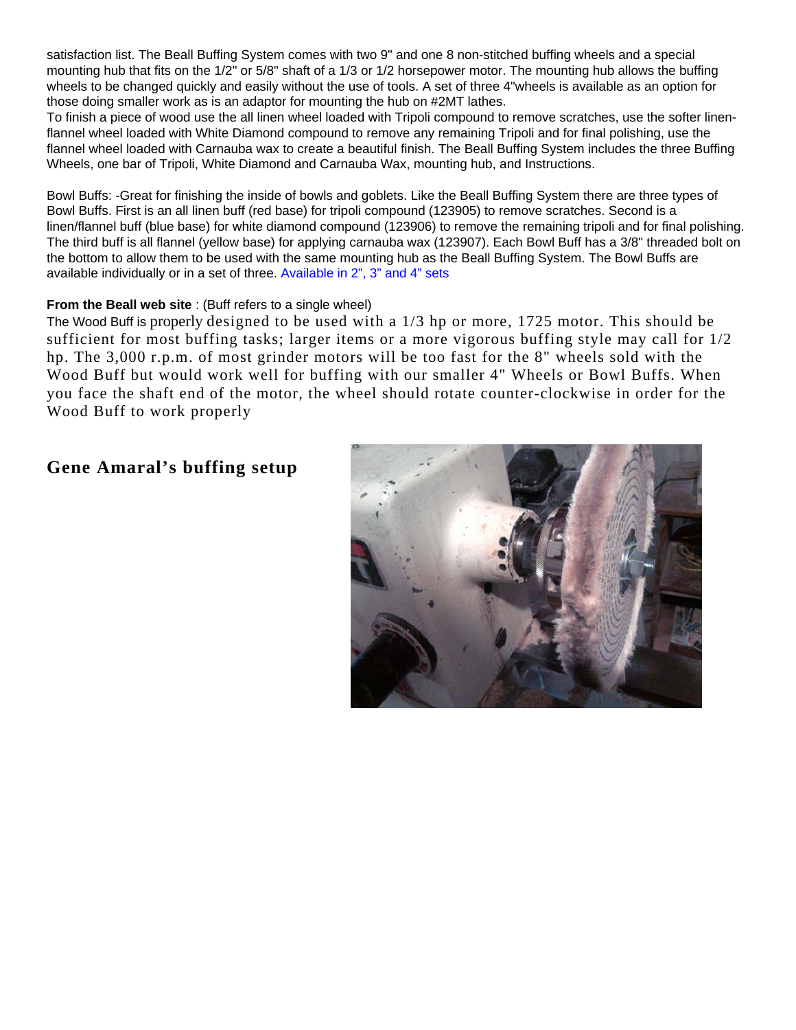satisfaction list. The Beall Buffing System comes with two 9" and one 8 non-stitched buffing wheels and a special mounting hub that fits on the 1/2" or 5/8" shaft of a 1/3 or 1/2 horsepower motor. The mounting hub allows the buffing wheels to be changed quickly and easily without the use of tools. A set of three 4"wheels is available as an option for those doing smaller work as is an adaptor for mounting the hub on #2MT lathes.

To finish a piece of wood use the all linen wheel loaded with Tripoli compound to remove scratches, use the softer linen-flannel wheel loaded with White Diamond compound to remove any remaining Tripoli and for final polishing, use the flannel wheel loaded with Carnauba wax to create a beautiful finish. The Beall Buffing System includes the three Buffing Wheels, one bar of Tripoli, White Diamond and Carnauba Wax, mounting hub, and Instructions.

Bowl Buffs: -Great for finishing the inside of bowls and goblets. Like the Beall Buffing System there are three types of Bowl Buffs. First is an all linen buff (red base) for tripoli compound (123905) to remove scratches. Second is a linen/flannel buff (blue base) for white diamond compound (123906) to remove the remaining tripoli and for final polishing. The third buff is all flannel (yellow base) for applying carnauba wax (123907). Each Bowl Buff has a 3/8" threaded bolt on the bottom to allow them to be used with the same mounting hub as the Beall Buffing System. The Bowl Buffs are available individually or in a set of three. Available in 2", 3" and 4" sets

**From the Beall web site** : (Buff refers to a single wheel)

The Wood Buff is properly designed to be used with a 1/3 hp or more, 1725 motor. This should be sufficient for most buffing tasks; larger items or a more vigorous buffing style may call for 1/2 hp. The 3,000 r.p.m. of most grinder motors will be too fast for the 8" wheels sold with the Wood Buff but would work well for buffing with our smaller 4" Wheels or Bowl Buffs. When you face the shaft end of the motor, the wheel should rotate counter-clockwise in order for the Wood Buff to work properly

## Gene Amaral's buffing setup